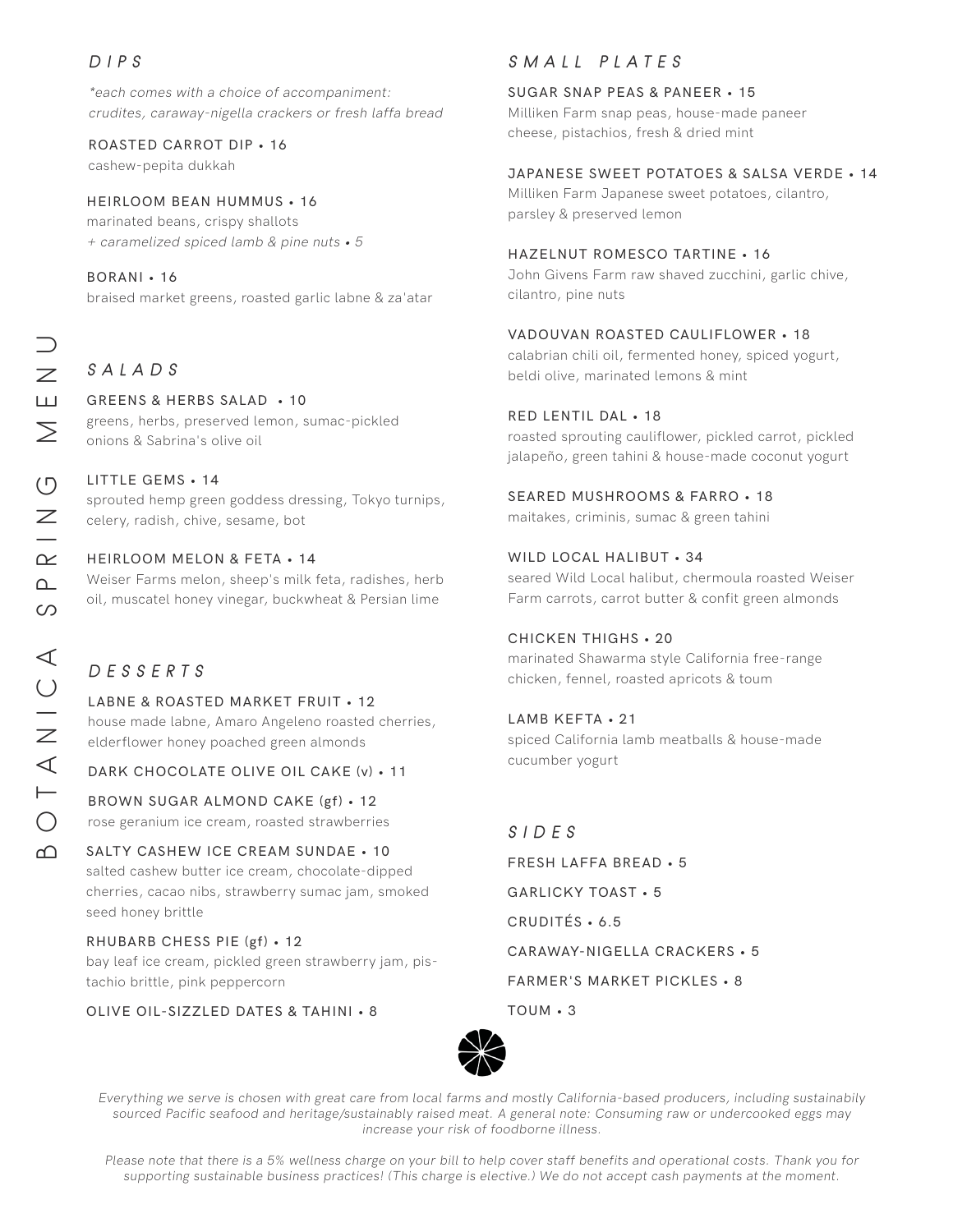# BOTANICA SPRING MENU

## DIPS

*\*each comes with a choice of accompaniment: crudites, caraway-nigella crackers or fresh laffa bread*

ROASTED CARROT DIP • 16
cashew-pepita dukkah

HEIRLOOM BEAN HUMMUS • 16
marinated beans, crispy shallots
*+ caramelized spiced lamb & pine nuts • 5*

BORANI • 16
braised market greens, roasted garlic labne & za'atar

## SALADS

GREENS & HERBS SALAD • 10
greens, herbs, preserved lemon, sumac-pickled onions & Sabrina's olive oil

LITTLE GEMS • 14
sprouted hemp green goddess dressing, Tokyo turnips, celery, radish, chive, sesame, bot

HEIRLOOM MELON & FETA • 14
Weiser Farms melon, sheep's milk feta, radishes, herb oil, muscatel honey vinegar, buckwheat & Persian lime

## DESSERTS

LABNE & ROASTED MARKET FRUIT • 12
house made labne, Amaro Angeleno roasted cherries, elderflower honey poached green almonds

DARK CHOCOLATE OLIVE OIL CAKE (v) • 11

BROWN SUGAR ALMOND CAKE (gf) • 12
rose geranium ice cream, roasted strawberries

SALTY CASHEW ICE CREAM SUNDAE • 10
salted cashew butter ice cream, chocolate-dipped cherries, cacao nibs, strawberry sumac jam, smoked seed honey brittle

RHUBARB CHESS PIE (gf) • 12
bay leaf ice cream, pickled green strawberry jam, pistachio brittle, pink peppercorn

OLIVE OIL-SIZZLED DATES & TAHINI • 8

## SMALL PLATES

SUGAR SNAP PEAS & PANEER • 15
Milliken Farm snap peas, house-made paneer cheese, pistachios, fresh & dried mint

JAPANESE SWEET POTATOES & SALSA VERDE • 14
Milliken Farm Japanese sweet potatoes, cilantro, parsley & preserved lemon

HAZELNUT ROMESCO TARTINE • 16
John Givens Farm raw shaved zucchini, garlic chive, cilantro, pine nuts

VADOUVAN ROASTED CAULIFLOWER • 18
calabrian chili oil, fermented honey, spiced yogurt, beldi olive, marinated lemons & mint

RED LENTIL DAL • 18
roasted sprouting cauliflower, pickled carrot, pickled jalapeño, green tahini & house-made coconut yogurt

SEARED MUSHROOMS & FARRO • 18
maitakes, criminis, sumac & green tahini

WILD LOCAL HALIBUT • 34
seared Wild Local halibut, chermoula roasted Weiser Farm carrots, carrot butter & confit green almonds

CHICKEN THIGHS • 20
marinated Shawarma style California free-range chicken, fennel, roasted apricots & toum

LAMB KEFTA • 21
spiced California lamb meatballs & house-made cucumber yogurt

## SIDES

FRESH LAFFA BREAD • 5

GARLICKY TOAST • 5

CRUDITÉS • 6.5

CARAWAY-NIGELLA CRACKERS • 5

FARMER'S MARKET PICKLES • 8

TOUM • 3

*Everything we serve is chosen with great care from local farms and mostly California-based producers, including sustainably sourced Pacific seafood and heritage/sustainably raised meat. A general note: Consuming raw or undercooked eggs may increase your risk of foodborne illness.*

*Please note that there is a 5% wellness charge on your bill to help cover staff benefits and operational costs. Thank you for supporting sustainable business practices! (This charge is elective.) We do not accept cash payments at the moment.*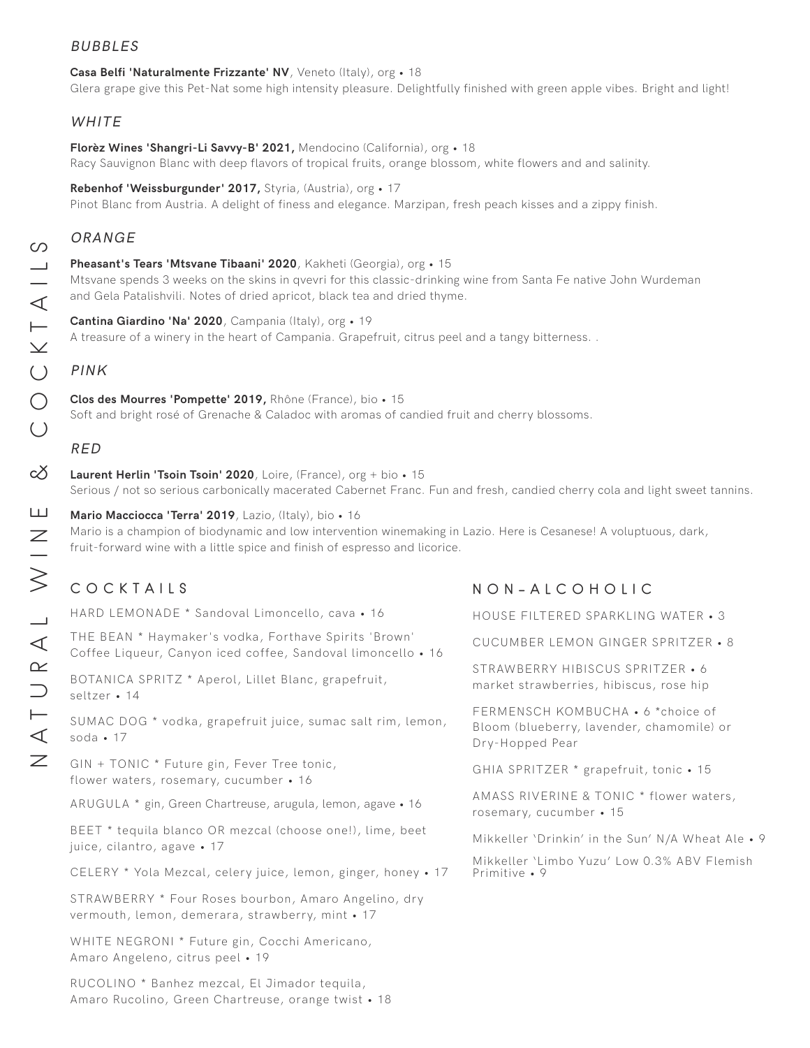# NATURAL WINE & COCKTAILS

## *BUBBLES*

**Casa Belfi 'Naturalmente Frizzante' NV**, Veneto (Italy), org • 18
Glera grape give this Pet-Nat some high intensity pleasure. Delightfully finished with green apple vibes. Bright and light!

## *WHITE*

**Florèz Wines 'Shangri-Li Savvy-B' 2021,** Mendocino (California), org • 18
Racy Sauvignon Blanc with deep flavors of tropical fruits, orange blossom, white flowers and and salinity.

**Rebenhof 'Weissburgunder' 2017,** Styria, (Austria), org • 17
Pinot Blanc from Austria. A delight of finess and elegance. Marzipan, fresh peach kisses and a zippy finish.

## *ORANGE*

**Pheasant's Tears 'Mtsvane Tibaani' 2020**, Kakheti (Georgia), org • 15
Mtsvane spends 3 weeks on the skins in qvevri for this classic-drinking wine from Santa Fe native John Wurdeman and Gela Patalishvili. Notes of dried apricot, black tea and dried thyme.

**Cantina Giardino 'Na' 2020**, Campania (Italy), org • 19
A treasure of a winery in the heart of Campania. Grapefruit, citrus peel and a tangy bitterness. .

## *PINK*

**Clos des Mourres 'Pompette' 2019,** Rhône (France), bio • 15
Soft and bright rosé of Grenache & Caladoc with aromas of candied fruit and cherry blossoms.

## *RED*

**Laurent Herlin 'Tsoin Tsoin' 2020**, Loire, (France), org + bio • 15
Serious / not so serious carbonically macerated Cabernet Franc. Fun and fresh, candied cherry cola and light sweet tannins.

**Mario Macciocca 'Terra' 2019**, Lazio, (Italy), bio • 16
Mario is a champion of biodynamic and low intervention winemaking in Lazio. Here is Cesanese! A voluptuous, dark, fruit-forward wine with a little spice and finish of espresso and licorice.

## COCKTAILS

HARD LEMONADE * Sandoval Limoncello, cava • 16

THE BEAN * Haymaker's vodka, Forthave Spirits 'Brown' Coffee Liqueur, Canyon iced coffee, Sandoval limoncello • 16

BOTANICA SPRITZ * Aperol, Lillet Blanc, grapefruit, seltzer • 14

SUMAC DOG * vodka, grapefruit juice, sumac salt rim, lemon, soda • 17

GIN + TONIC * Future gin, Fever Tree tonic, flower waters, rosemary, cucumber • 16

ARUGULA * gin, Green Chartreuse, arugula, lemon, agave • 16

BEET * tequila blanco OR mezcal (choose one!), lime, beet juice, cilantro, agave • 17

CELERY * Yola Mezcal, celery juice, lemon, ginger, honey • 17

STRAWBERRY * Four Roses bourbon, Amaro Angelino, dry vermouth, lemon, demerara, strawberry, mint • 17

WHITE NEGRONI * Future gin, Cocchi Americano, Amaro Angeleno, citrus peel • 19

RUCOLINO * Banhez mezcal, El Jimador tequila, Amaro Rucolino, Green Chartreuse, orange twist • 18

## NON-ALCOHOLIC

HOUSE FILTERED SPARKLING WATER • 3

CUCUMBER LEMON GINGER SPRITZER • 8

STRAWBERRY HIBISCUS SPRITZER • 6
market strawberries, hibiscus, rose hip

FERMENSCH KOMBUCHA • 6 *choice of Bloom (blueberry, lavender, chamomile) or Dry-Hopped Pear

GHIA SPRITZER * grapefruit, tonic • 15

AMASS RIVERINE & TONIC * flower waters, rosemary, cucumber • 15

Mikkeller 'Drinkin' in the Sun' N/A Wheat Ale • 9

Mikkeller 'Limbo Yuzu' Low 0.3% ABV Flemish Primitive • 9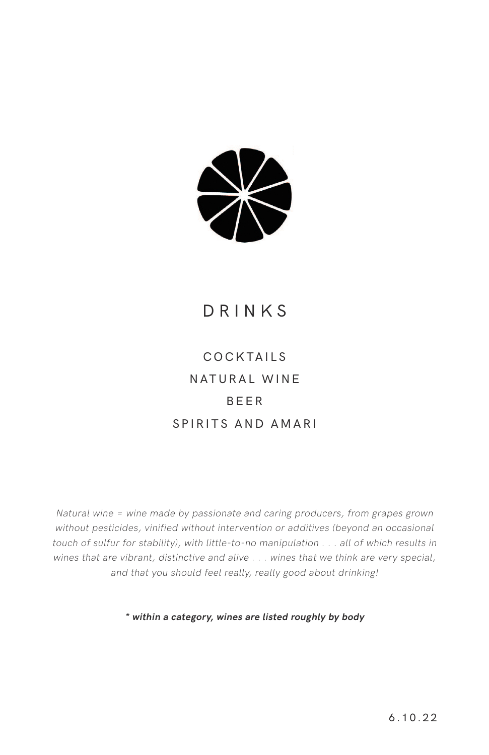# DRINKS

COCKTAILS

NATURAL WINE

BEER

SPIRITS AND AMARI

*Natural wine = wine made by passionate and caring producers, from grapes grown without pesticides, vinified without intervention or additives (beyond an occasional touch of sulfur for stability), with little-to-no manipulation . . . all of which results in wines that are vibrant, distinctive and alive . . . wines that we think are very special, and that you should feel really, really good about drinking!*

***** within a category, wines are listed roughly by body***

6.10.22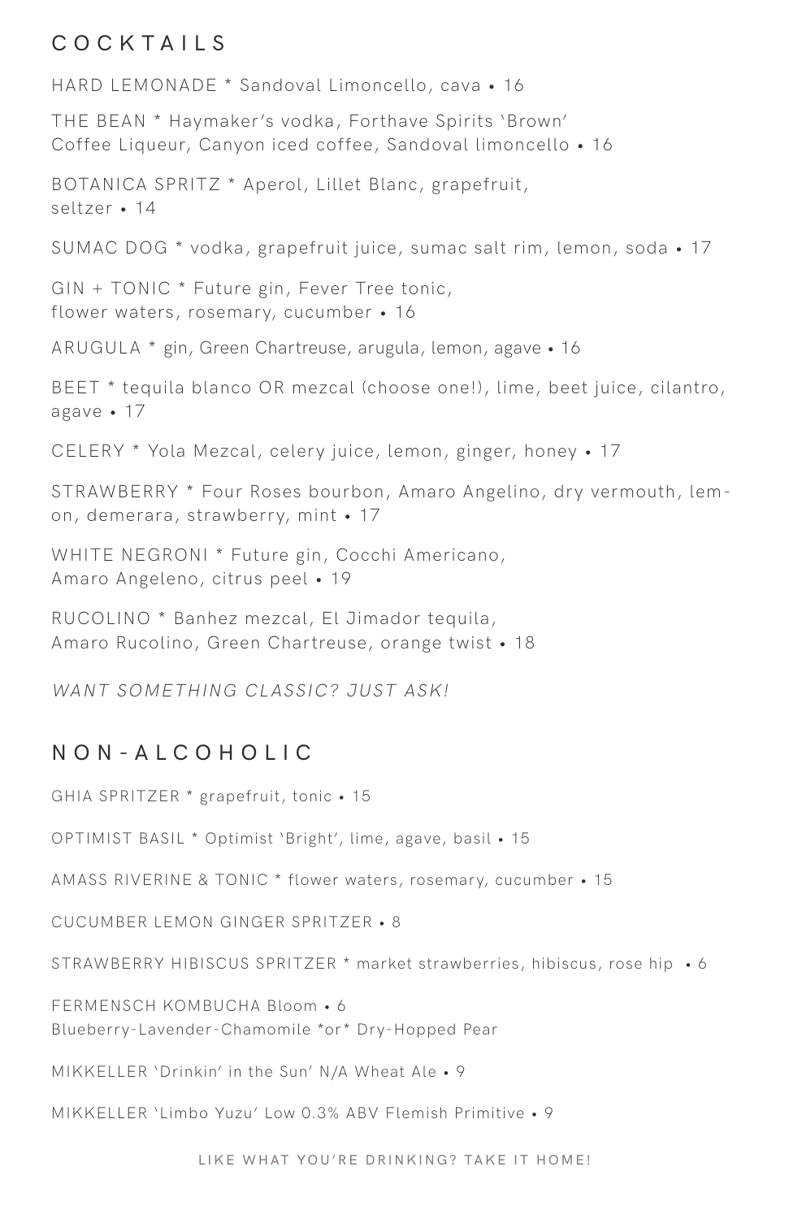## COCKTAILS

HARD LEMONADE * Sandoval Limoncello, cava • 16

THE BEAN * Haymaker's vodka, Forthave Spirits 'Brown' Coffee Liqueur, Canyon iced coffee, Sandoval limoncello • 16

BOTANICA SPRITZ * Aperol, Lillet Blanc, grapefruit, seltzer • 14

SUMAC DOG * vodka, grapefruit juice, sumac salt rim, lemon, soda • 17

GIN + TONIC * Future gin, Fever Tree tonic, flower waters, rosemary, cucumber • 16

ARUGULA * gin, Green Chartreuse, arugula, lemon, agave • 16

BEET * tequila blanco OR mezcal (choose one!), lime, beet juice, cilantro, agave • 17

CELERY * Yola Mezcal, celery juice, lemon, ginger, honey • 17

STRAWBERRY * Four Roses bourbon, Amaro Angelino, dry vermouth, lemon, demerara, strawberry, mint • 17

WHITE NEGRONI * Future gin, Cocchi Americano, Amaro Angeleno, citrus peel • 19

RUCOLINO * Banhez mezcal, El Jimador tequila, Amaro Rucolino, Green Chartreuse, orange twist • 18

*WANT SOMETHING CLASSIC? JUST ASK!*

## NON-ALCOHOLIC

GHIA SPRITZER * grapefruit, tonic • 15

OPTIMIST BASIL * Optimist 'Bright', lime, agave, basil • 15

AMASS RIVERINE & TONIC * flower waters, rosemary, cucumber • 15

CUCUMBER LEMON GINGER SPRITZER • 8

STRAWBERRY HIBISCUS SPRITZER * market strawberries, hibiscus, rose hip • 6

FERMENSCH KOMBUCHA Bloom • 6
Blueberry-Lavender-Chamomile *or* Dry-Hopped Pear

MIKKELLER 'Drinkin' in the Sun' N/A Wheat Ale • 9

MIKKELLER 'Limbo Yuzu' Low 0.3% ABV Flemish Primitive • 9

LIKE WHAT YOU'RE DRINKING? TAKE IT HOME!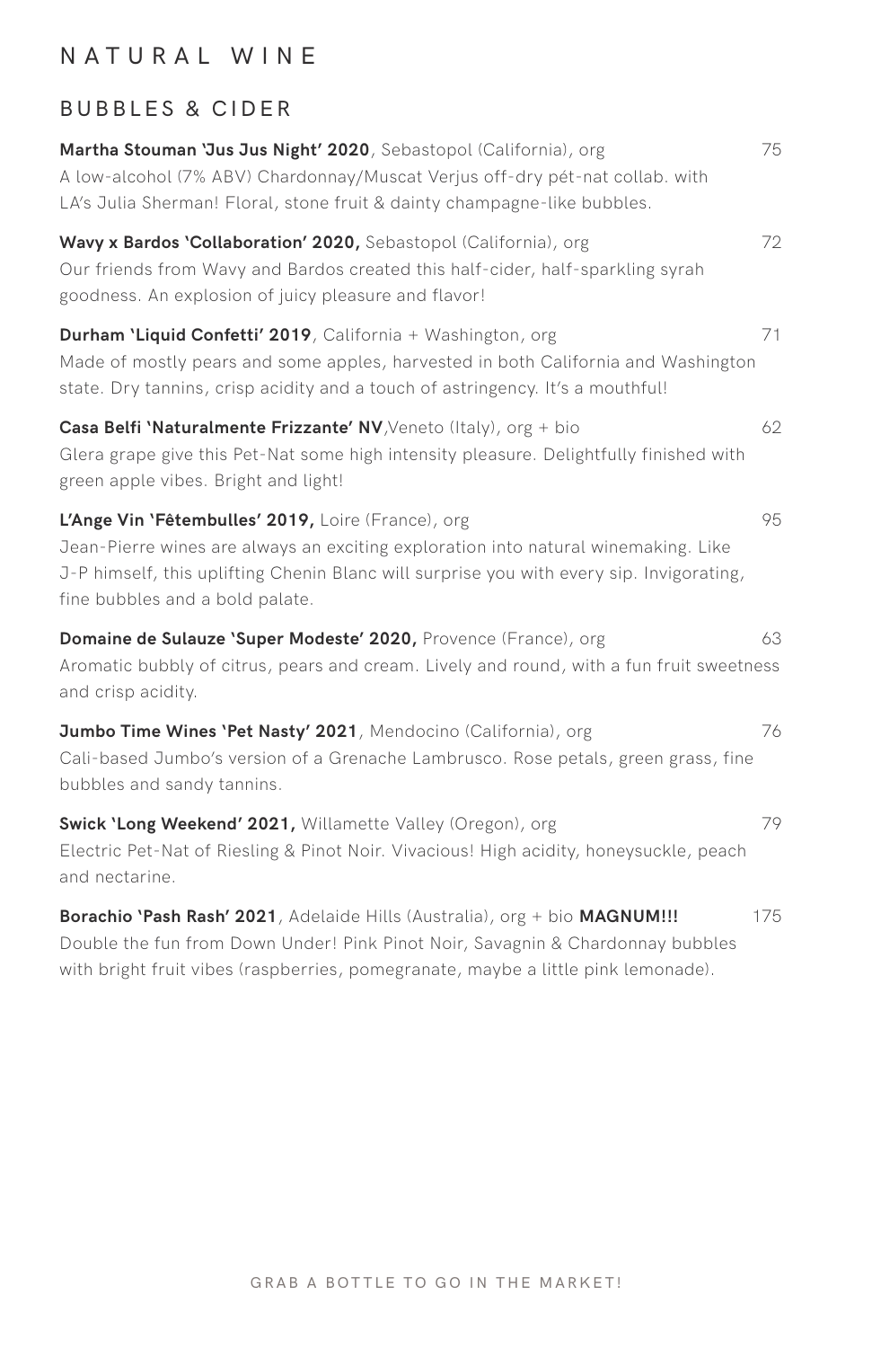# NATURAL WINE

## BUBBLES & CIDER

**Martha Stouman 'Jus Jus Night' 2020**, Sebastopol (California), org 75
A low-alcohol (7% ABV) Chardonnay/Muscat Verjus off-dry pét-nat collab. with LA's Julia Sherman! Floral, stone fruit & dainty champagne-like bubbles.

**Wavy x Bardos 'Collaboration' 2020,** Sebastopol (California), org 72
Our friends from Wavy and Bardos created this half-cider, half-sparkling syrah goodness. An explosion of juicy pleasure and flavor!

**Durham 'Liquid Confetti' 2019**, California + Washington, org 71
Made of mostly pears and some apples, harvested in both California and Washington state. Dry tannins, crisp acidity and a touch of astringency. It's a mouthful!

**Casa Belfi 'Naturalmente Frizzante' NV**,Veneto (Italy), org + bio 62
Glera grape give this Pet-Nat some high intensity pleasure. Delightfully finished with green apple vibes. Bright and light!

**L'Ange Vin 'Fêtembulles' 2019,** Loire (France), org 95
Jean-Pierre wines are always an exciting exploration into natural winemaking. Like J-P himself, this uplifting Chenin Blanc will surprise you with every sip. Invigorating, fine bubbles and a bold palate.

**Domaine de Sulauze 'Super Modeste' 2020,** Provence (France), org 63
Aromatic bubbly of citrus, pears and cream. Lively and round, with a fun fruit sweetness and crisp acidity.

**Jumbo Time Wines 'Pet Nasty' 2021**, Mendocino (California), org 76
Cali-based Jumbo's version of a Grenache Lambrusco. Rose petals, green grass, fine bubbles and sandy tannins.

**Swick 'Long Weekend' 2021,** Willamette Valley (Oregon), org 79
Electric Pet-Nat of Riesling & Pinot Noir. Vivacious! High acidity, honeysuckle, peach and nectarine.

**Borachio 'Pash Rash' 2021**, Adelaide Hills (Australia), org + bio **MAGNUM!!!** 175
Double the fun from Down Under! Pink Pinot Noir, Savagnin & Chardonnay bubbles with bright fruit vibes (raspberries, pomegranate, maybe a little pink lemonade).

GRAB A BOTTLE TO GO IN THE MARKET!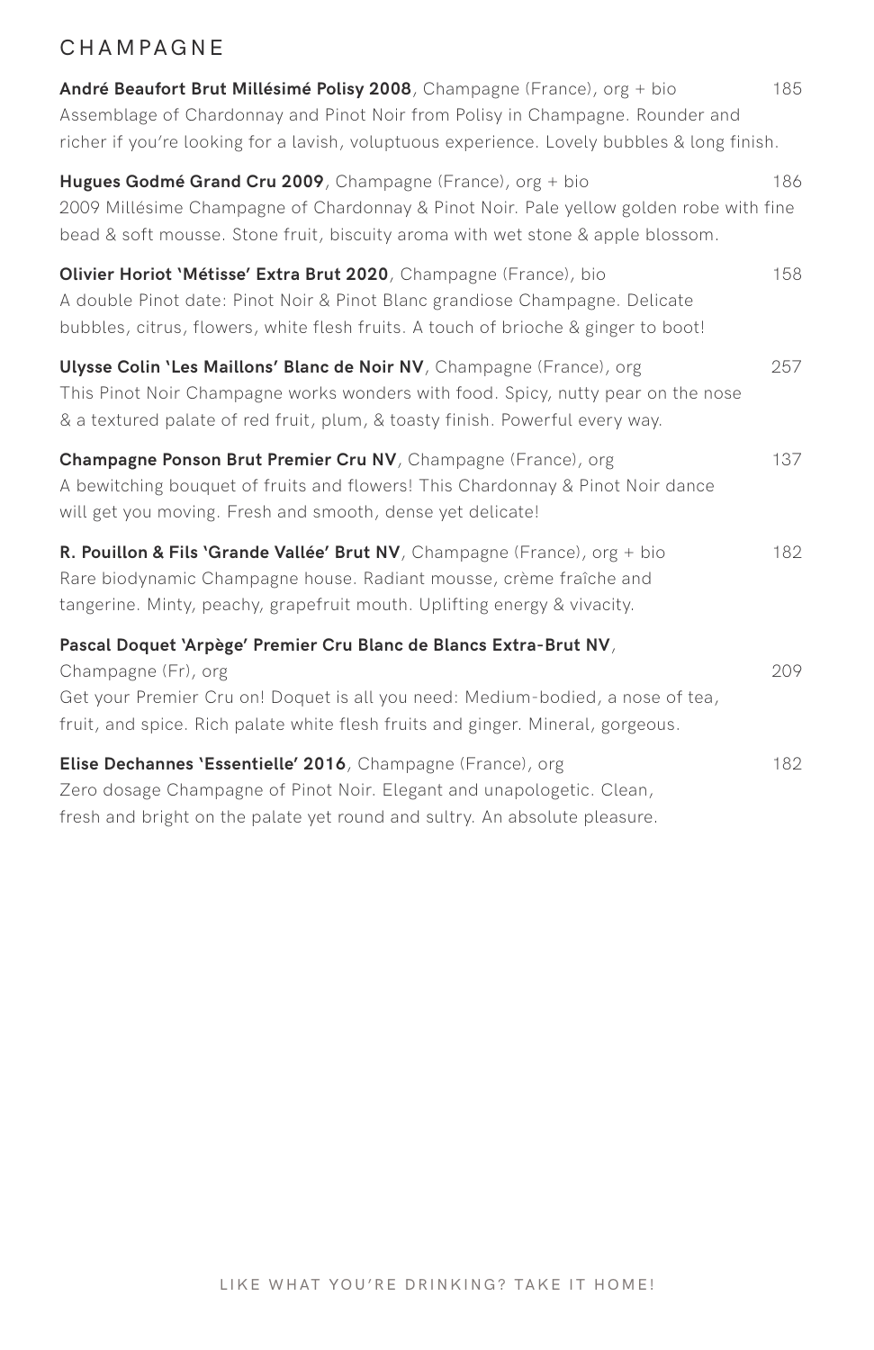# CHAMPAGNE

**André Beaufort Brut Millésimé Polisy 2008**, Champagne (France), org + bio — 185
Assemblage of Chardonnay and Pinot Noir from Polisy in Champagne. Rounder and richer if you're looking for a lavish, voluptuous experience. Lovely bubbles & long finish.

**Hugues Godmé Grand Cru 2009**, Champagne (France), org + bio — 186
2009 Millésime Champagne of Chardonnay & Pinot Noir. Pale yellow golden robe with fine bead & soft mousse. Stone fruit, biscuity aroma with wet stone & apple blossom.

**Olivier Horiot 'Métisse' Extra Brut 2020**, Champagne (France), bio — 158
A double Pinot date: Pinot Noir & Pinot Blanc grandiose Champagne. Delicate bubbles, citrus, flowers, white flesh fruits. A touch of brioche & ginger to boot!

**Ulysse Colin 'Les Maillons' Blanc de Noir NV**, Champagne (France), org — 257
This Pinot Noir Champagne works wonders with food. Spicy, nutty pear on the nose & a textured palate of red fruit, plum, & toasty finish. Powerful every way.

**Champagne Ponson Brut Premier Cru NV**, Champagne (France), org — 137
A bewitching bouquet of fruits and flowers! This Chardonnay & Pinot Noir dance will get you moving. Fresh and smooth, dense yet delicate!

**R. Pouillon & Fils 'Grande Vallée' Brut NV**, Champagne (France), org + bio — 182
Rare biodynamic Champagne house. Radiant mousse, crème fraîche and tangerine. Minty, peachy, grapefruit mouth. Uplifting energy & vivacity.

**Pascal Doquet 'Arpège' Premier Cru Blanc de Blancs Extra-Brut NV**, Champagne (Fr), org — 209
Get your Premier Cru on! Doquet is all you need: Medium-bodied, a nose of tea, fruit, and spice. Rich palate white flesh fruits and ginger. Mineral, gorgeous.

**Elise Dechannes 'Essentielle' 2016**, Champagne (France), org — 182
Zero dosage Champagne of Pinot Noir. Elegant and unapologetic. Clean, fresh and bright on the palate yet round and sultry. An absolute pleasure.

LIKE WHAT YOU'RE DRINKING? TAKE IT HOME!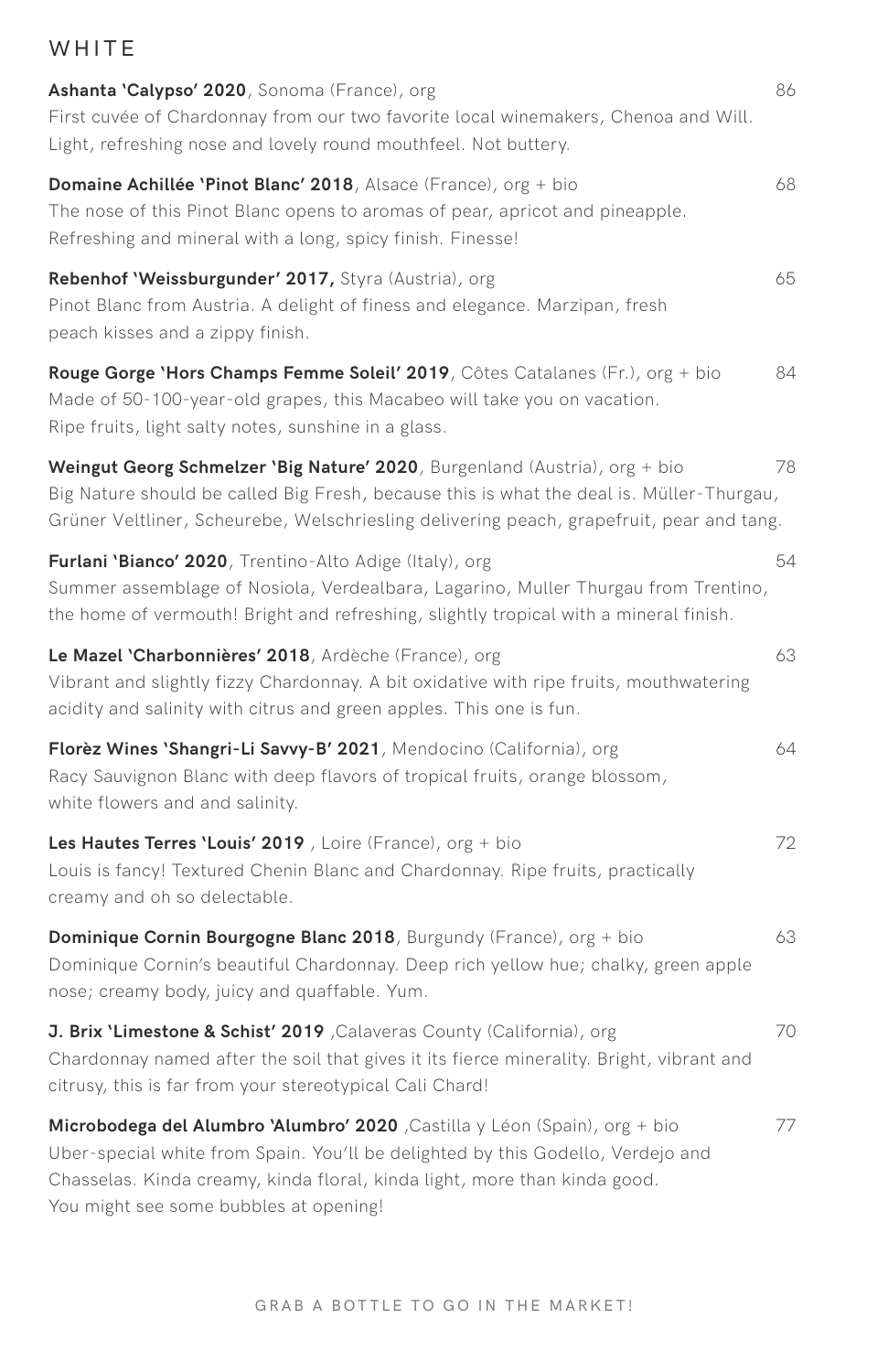# WHITE

**Ashanta 'Calypso' 2020**, Sonoma (France), org — 86
First cuvée of Chardonnay from our two favorite local winemakers, Chenoa and Will. Light, refreshing nose and lovely round mouthfeel. Not buttery.

**Domaine Achillée 'Pinot Blanc' 2018**, Alsace (France), org + bio — 68
The nose of this Pinot Blanc opens to aromas of pear, apricot and pineapple. Refreshing and mineral with a long, spicy finish. Finesse!

**Rebenhof 'Weissburgunder' 2017,** Styra (Austria), org — 65
Pinot Blanc from Austria. A delight of finess and elegance. Marzipan, fresh peach kisses and a zippy finish.

**Rouge Gorge 'Hors Champs Femme Soleil' 2019**, Côtes Catalanes (Fr.), org + bio — 84
Made of 50-100-year-old grapes, this Macabeo will take you on vacation. Ripe fruits, light salty notes, sunshine in a glass.

**Weingut Georg Schmelzer 'Big Nature' 2020**, Burgenland (Austria), org + bio — 78
Big Nature should be called Big Fresh, because this is what the deal is. Müller-Thurgau, Grüner Veltliner, Scheurebe, Welschriesling delivering peach, grapefruit, pear and tang.

**Furlani 'Bianco' 2020**, Trentino-Alto Adige (Italy), org — 54
Summer assemblage of Nosiola, Verdealbara, Lagarino, Muller Thurgau from Trentino, the home of vermouth! Bright and refreshing, slightly tropical with a mineral finish.

**Le Mazel 'Charbonnières' 2018**, Ardèche (France), org — 63
Vibrant and slightly fizzy Chardonnay. A bit oxidative with ripe fruits, mouthwatering acidity and salinity with citrus and green apples. This one is fun.

**Florèz Wines 'Shangri-Li Savvy-B' 2021**, Mendocino (California), org — 64
Racy Sauvignon Blanc with deep flavors of tropical fruits, orange blossom, white flowers and and salinity.

**Les Hautes Terres 'Louis' 2019** , Loire (France), org + bio — 72
Louis is fancy! Textured Chenin Blanc and Chardonnay. Ripe fruits, practically creamy and oh so delectable.

**Dominique Cornin Bourgogne Blanc 2018**, Burgundy (France), org + bio — 63
Dominique Cornin's beautiful Chardonnay. Deep rich yellow hue; chalky, green apple nose; creamy body, juicy and quaffable. Yum.

**J. Brix 'Limestone & Schist' 2019** ,Calaveras County (California), org — 70
Chardonnay named after the soil that gives it its fierce minerality. Bright, vibrant and citrusy, this is far from your stereotypical Cali Chard!

**Microbodega del Alumbro 'Alumbro' 2020** ,Castilla y Léon (Spain), org + bio — 77
Uber-special white from Spain. You'll be delighted by this Godello, Verdejo and Chasselas. Kinda creamy, kinda floral, kinda light, more than kinda good. You might see some bubbles at opening!

GRAB A BOTTLE TO GO IN THE MARKET!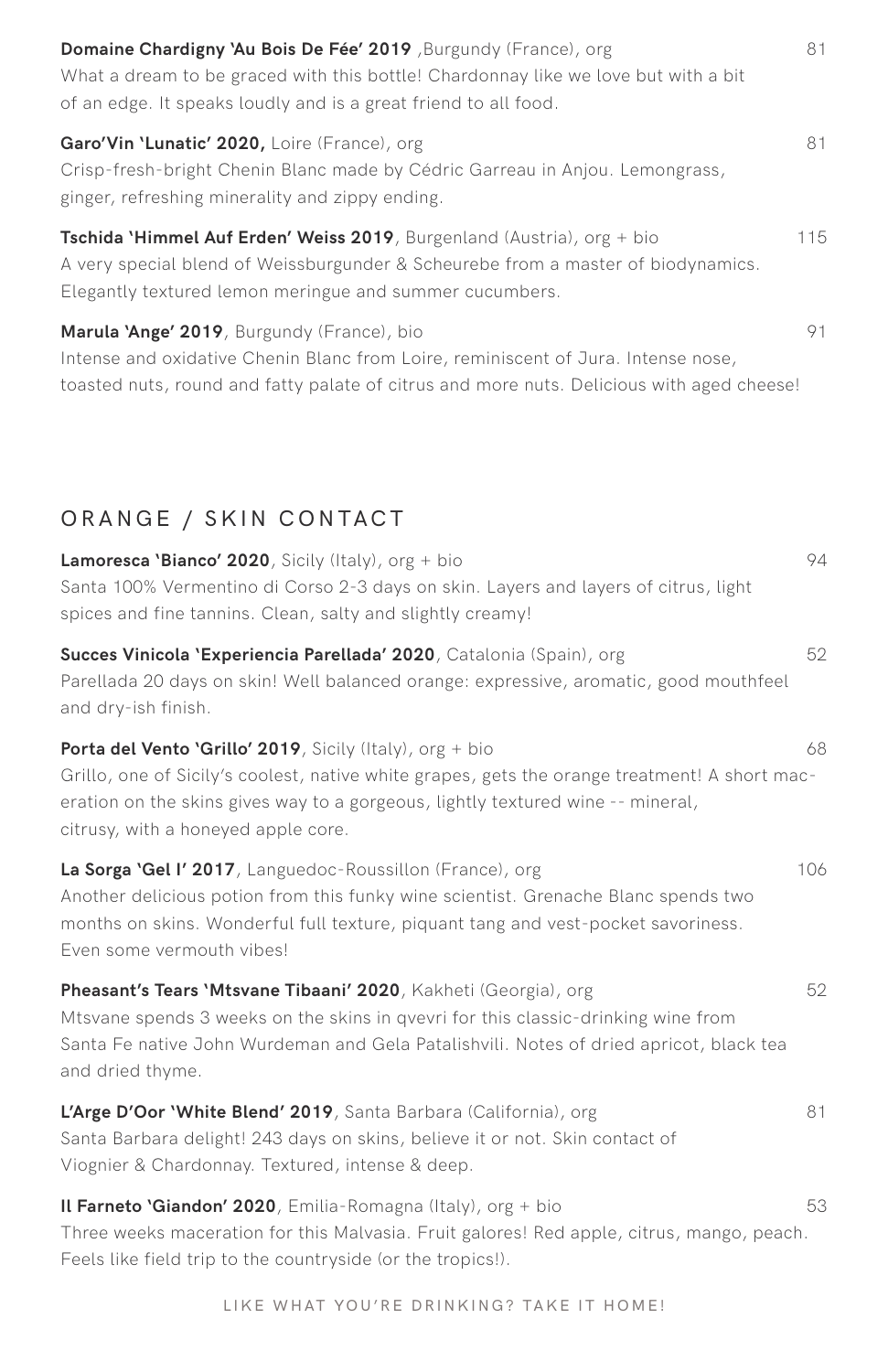**Domaine Chardigny 'Au Bois De Fée' 2019** ,Burgundy (France), org 81
What a dream to be graced with this bottle! Chardonnay like we love but with a bit of an edge. It speaks loudly and is a great friend to all food.

**Garo'Vin 'Lunatic' 2020,** Loire (France), org 81
Crisp-fresh-bright Chenin Blanc made by Cédric Garreau in Anjou. Lemongrass, ginger, refreshing minerality and zippy ending.

**Tschida 'Himmel Auf Erden' Weiss 2019**, Burgenland (Austria), org + bio 115
A very special blend of Weissburgunder & Scheurebe from a master of biodynamics. Elegantly textured lemon meringue and summer cucumbers.

**Marula 'Ange' 2019**, Burgundy (France), bio 91
Intense and oxidative Chenin Blanc from Loire, reminiscent of Jura. Intense nose, toasted nuts, round and fatty palate of citrus and more nuts. Delicious with aged cheese!

## ORANGE / SKIN CONTACT

**Lamoresca 'Bianco' 2020**, Sicily (Italy), org + bio 94
Santa 100% Vermentino di Corso 2-3 days on skin. Layers and layers of citrus, light spices and fine tannins. Clean, salty and slightly creamy!

**Succes Vinicola 'Experiencia Parellada' 2020**, Catalonia (Spain), org 52
Parellada 20 days on skin! Well balanced orange: expressive, aromatic, good mouthfeel and dry-ish finish.

**Porta del Vento 'Grillo' 2019**, Sicily (Italy), org + bio 68
Grillo, one of Sicily's coolest, native white grapes, gets the orange treatment! A short maceration on the skins gives way to a gorgeous, lightly textured wine -- mineral, citrusy, with a honeyed apple core.

**La Sorga 'Gel I' 2017**, Languedoc-Roussillon (France), org 106
Another delicious potion from this funky wine scientist. Grenache Blanc spends two months on skins. Wonderful full texture, piquant tang and vest-pocket savoriness. Even some vermouth vibes!

**Pheasant's Tears 'Mtsvane Tibaani' 2020**, Kakheti (Georgia), org 52
Mtsvane spends 3 weeks on the skins in qvevri for this classic-drinking wine from Santa Fe native John Wurdeman and Gela Patalishvili. Notes of dried apricot, black tea and dried thyme.

**L'Arge D'Oor 'White Blend' 2019**, Santa Barbara (California), org 81
Santa Barbara delight! 243 days on skins, believe it or not. Skin contact of Viognier & Chardonnay. Textured, intense & deep.

**Il Farneto 'Giandon' 2020**, Emilia-Romagna (Italy), org + bio 53
Three weeks maceration for this Malvasia. Fruit galores! Red apple, citrus, mango, peach. Feels like field trip to the countryside (or the tropics!).

LIKE WHAT YOU'RE DRINKING? TAKE IT HOME!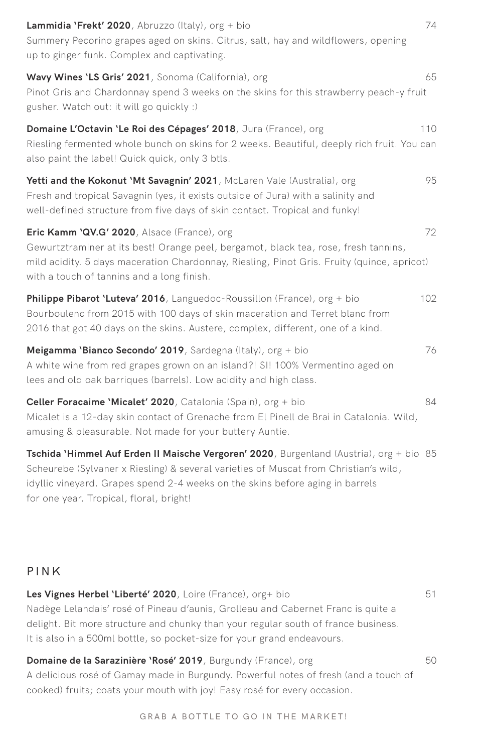**Lammidia 'Frekt' 2020**, Abruzzo (Italy), org + bio 74
Summery Pecorino grapes aged on skins. Citrus, salt, hay and wildflowers, opening up to ginger funk. Complex and captivating.

**Wavy Wines 'LS Gris' 2021**, Sonoma (California), org 65
Pinot Gris and Chardonnay spend 3 weeks on the skins for this strawberry peach-y fruit gusher. Watch out: it will go quickly :)

**Domaine L'Octavin 'Le Roi des Cépages' 2018**, Jura (France), org 110
Riesling fermented whole bunch on skins for 2 weeks. Beautiful, deeply rich fruit. You can also paint the label! Quick quick, only 3 btls.

**Yetti and the Kokonut 'Mt Savagnin' 2021**, McLaren Vale (Australia), org 95
Fresh and tropical Savagnin (yes, it exists outside of Jura) with a salinity and well-defined structure from five days of skin contact. Tropical and funky!

**Eric Kamm 'QV.G' 2020**, Alsace (France), org 72
Gewurtztraminer at its best! Orange peel, bergamot, black tea, rose, fresh tannins, mild acidity. 5 days maceration Chardonnay, Riesling, Pinot Gris. Fruity (quince, apricot) with a touch of tannins and a long finish.

**Philippe Pibarot 'Luteva' 2016**, Languedoc-Roussillon (France), org + bio 102
Bourboulenc from 2015 with 100 days of skin maceration and Terret blanc from 2016 that got 40 days on the skins. Austere, complex, different, one of a kind.

**Meigamma 'Bianco Secondo' 2019**, Sardegna (Italy), org + bio 76
A white wine from red grapes grown on an island?! SI! 100% Vermentino aged on lees and old oak barriques (barrels). Low acidity and high class.

**Celler Foracaime 'Micalet' 2020**, Catalonia (Spain), org + bio 84
Micalet is a 12-day skin contact of Grenache from El Pinell de Brai in Catalonia. Wild, amusing & pleasurable. Not made for your buttery Auntie.

**Tschida 'Himmel Auf Erden II Maische Vergoren' 2020**, Burgenland (Austria), org + bio 85
Scheurebe (Sylvaner x Riesling) & several varieties of Muscat from Christian's wild, idyllic vineyard. Grapes spend 2-4 weeks on the skins before aging in barrels for one year. Tropical, floral, bright!

## PINK

**Les Vignes Herbel 'Liberté' 2020**, Loire (France), org+ bio 51
Nadège Lelandais' rosé of Pineau d'aunis, Grolleau and Cabernet Franc is quite a delight. Bit more structure and chunky than your regular south of france business. It is also in a 500ml bottle, so pocket-size for your grand endeavours.

**Domaine de la Sarazinière 'Rosé' 2019**, Burgundy (France), org 50
A delicious rosé of Gamay made in Burgundy. Powerful notes of fresh (and a touch of cooked) fruits; coats your mouth with joy! Easy rosé for every occasion.

GRAB A BOTTLE TO GO IN THE MARKET!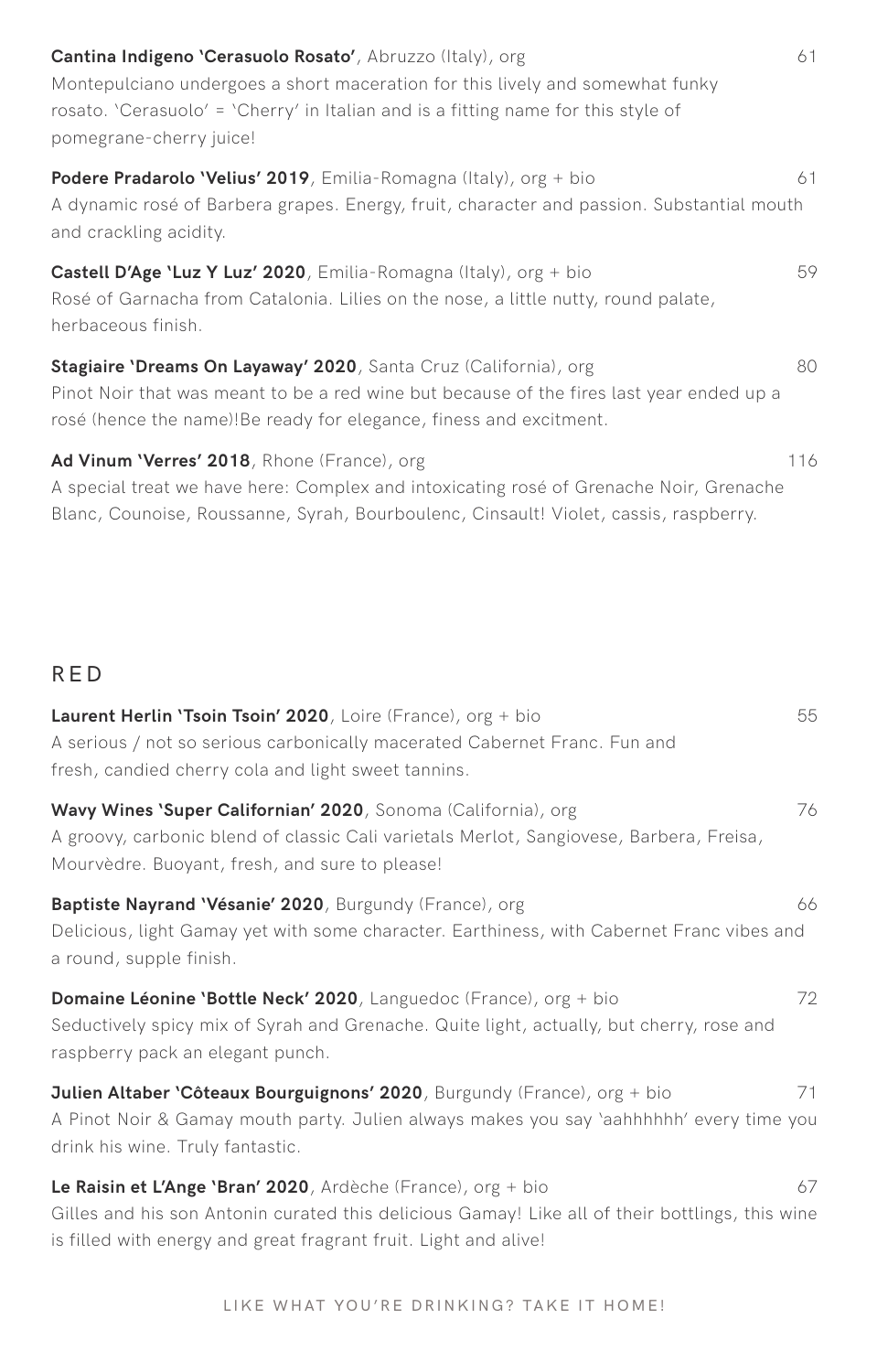**Cantina Indigeno 'Cerasuolo Rosato'**, Abruzzo (Italy), org 61

Montepulciano undergoes a short maceration for this lively and somewhat funky rosato. 'Cerasuolo' = 'Cherry' in Italian and is a fitting name for this style of pomegrane-cherry juice!

**Podere Pradarolo 'Velius' 2019**, Emilia-Romagna (Italy), org + bio 61

A dynamic rosé of Barbera grapes. Energy, fruit, character and passion. Substantial mouth and crackling acidity.

**Castell D'Age 'Luz Y Luz' 2020**, Emilia-Romagna (Italy), org + bio 59

Rosé of Garnacha from Catalonia. Lilies on the nose, a little nutty, round palate, herbaceous finish.

**Stagiaire 'Dreams On Layaway' 2020**, Santa Cruz (California), org 80

Pinot Noir that was meant to be a red wine but because of the fires last year ended up a rosé (hence the name)!Be ready for elegance, finess and excitment.

**Ad Vinum 'Verres' 2018**, Rhone (France), org 116

A special treat we have here: Complex and intoxicating rosé of Grenache Noir, Grenache Blanc, Counoise, Roussanne, Syrah, Bourboulenc, Cinsault! Violet, cassis, raspberry.

## RED

**Laurent Herlin 'Tsoin Tsoin' 2020**, Loire (France), org + bio 55

A serious / not so serious carbonically macerated Cabernet Franc. Fun and fresh, candied cherry cola and light sweet tannins.

**Wavy Wines 'Super Californian' 2020**, Sonoma (California), org 76

A groovy, carbonic blend of classic Cali varietals Merlot, Sangiovese, Barbera, Freisa, Mourvèdre. Buoyant, fresh, and sure to please!

**Baptiste Nayrand 'Vésanie' 2020**, Burgundy (France), org 66

Delicious, light Gamay yet with some character. Earthiness, with Cabernet Franc vibes and a round, supple finish.

**Domaine Léonine 'Bottle Neck' 2020**, Languedoc (France), org + bio 72

Seductively spicy mix of Syrah and Grenache. Quite light, actually, but cherry, rose and raspberry pack an elegant punch.

**Julien Altaber 'Côteaux Bourguignons' 2020**, Burgundy (France), org + bio 71

A Pinot Noir & Gamay mouth party. Julien always makes you say 'aahhhhhh' every time you drink his wine. Truly fantastic.

**Le Raisin et L'Ange 'Bran' 2020**, Ardèche (France), org + bio 67

Gilles and his son Antonin curated this delicious Gamay! Like all of their bottlings, this wine is filled with energy and great fragrant fruit. Light and alive!

LIKE WHAT YOU'RE DRINKING? TAKE IT HOME!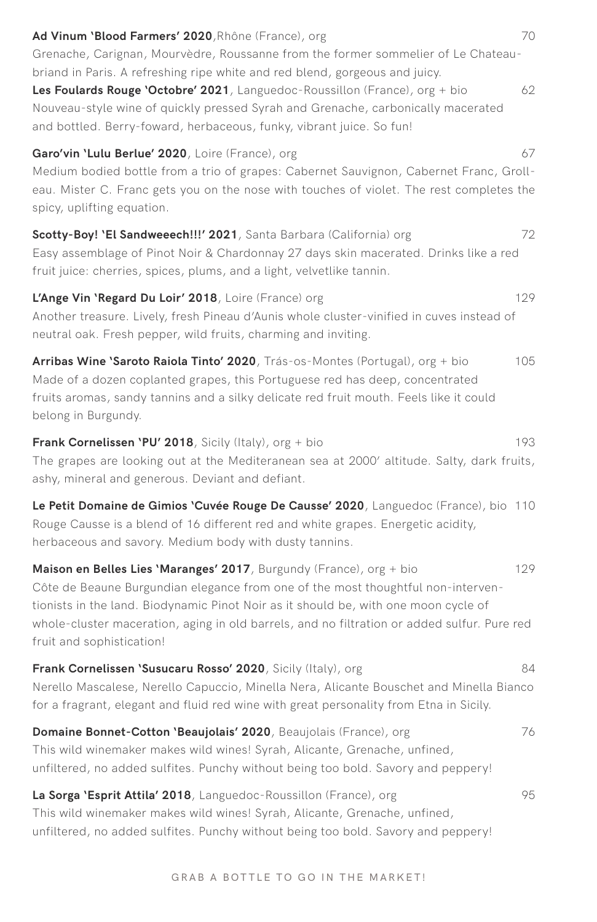**Ad Vinum 'Blood Farmers' 2020**,Rhône (France), org 70
Grenache, Carignan, Mourvèdre, Roussanne from the former sommelier of Le Chateaubriand in Paris. A refreshing ripe white and red blend, gorgeous and juicy.

**Les Foulards Rouge 'Octobre' 2021**, Languedoc-Roussillon (France), org + bio 62
Nouveau-style wine of quickly pressed Syrah and Grenache, carbonically macerated and bottled. Berry-foward, herbaceous, funky, vibrant juice. So fun!

**Garo'vin 'Lulu Berlue' 2020**, Loire (France), org 67
Medium bodied bottle from a trio of grapes: Cabernet Sauvignon, Cabernet Franc, Grolleau. Mister C. Franc gets you on the nose with touches of violet. The rest completes the spicy, uplifting equation.

**Scotty-Boy! 'El Sandweeech!!!' 2021**, Santa Barbara (California) org 72
Easy assemblage of Pinot Noir & Chardonnay 27 days skin macerated. Drinks like a red fruit juice: cherries, spices, plums, and a light, velvetlike tannin.

**L'Ange Vin 'Regard Du Loir' 2018**, Loire (France) org 129
Another treasure. Lively, fresh Pineau d'Aunis whole cluster-vinified in cuves instead of neutral oak. Fresh pepper, wild fruits, charming and inviting.

**Arribas Wine 'Saroto Raiola Tinto' 2020**, Trás-os-Montes (Portugal), org + bio 105
Made of a dozen coplanted grapes, this Portuguese red has deep, concentrated fruits aromas, sandy tannins and a silky delicate red fruit mouth. Feels like it could belong in Burgundy.

**Frank Cornelissen 'PU' 2018**, Sicily (Italy), org + bio 193
The grapes are looking out at the Mediteranean sea at 2000' altitude. Salty, dark fruits, ashy, mineral and generous. Deviant and defiant.

**Le Petit Domaine de Gimios 'Cuvée Rouge De Causse' 2020**, Languedoc (France), bio 110
Rouge Causse is a blend of 16 different red and white grapes. Energetic acidity, herbaceous and savory. Medium body with dusty tannins.

**Maison en Belles Lies 'Maranges' 2017**, Burgundy (France), org + bio 129
Côte de Beaune Burgundian elegance from one of the most thoughtful non-interventionists in the land. Biodynamic Pinot Noir as it should be, with one moon cycle of whole-cluster maceration, aging in old barrels, and no filtration or added sulfur. Pure red fruit and sophistication!

**Frank Cornelissen 'Susucaru Rosso' 2020**, Sicily (Italy), org 84
Nerello Mascalese, Nerello Capuccio, Minella Nera, Alicante Bouschet and Minella Bianco for a fragrant, elegant and fluid red wine with great personality from Etna in Sicily.

**Domaine Bonnet-Cotton 'Beaujolais' 2020**, Beaujolais (France), org 76
This wild winemaker makes wild wines! Syrah, Alicante, Grenache, unfined, unfiltered, no added sulfites. Punchy without being too bold. Savory and peppery!

**La Sorga 'Esprit Attila' 2018**, Languedoc-Roussillon (France), org 95
This wild winemaker makes wild wines! Syrah, Alicante, Grenache, unfined, unfiltered, no added sulfites. Punchy without being too bold. Savory and peppery!

GRAB A BOTTLE TO GO IN THE MARKET!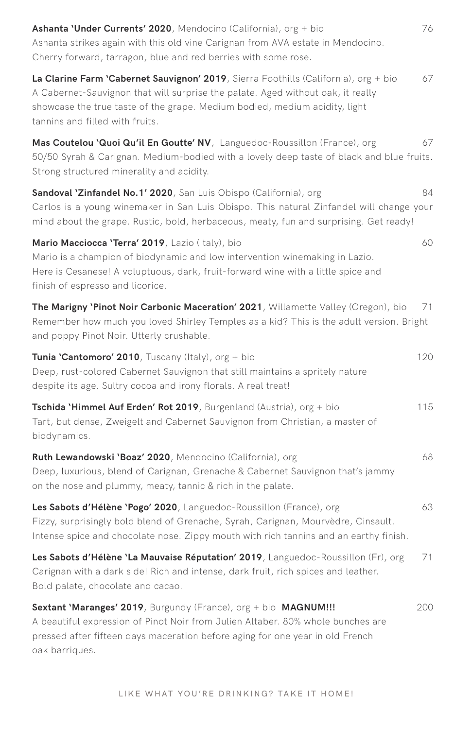**Ashanta 'Under Currents' 2020**, Mendocino (California), org + bio 76
Ashanta strikes again with this old vine Carignan from AVA estate in Mendocino. Cherry forward, tarragon, blue and red berries with some rose.

**La Clarine Farm 'Cabernet Sauvignon' 2019**, Sierra Foothills (California), org + bio 67
A Cabernet-Sauvignon that will surprise the palate. Aged without oak, it really showcase the true taste of the grape. Medium bodied, medium acidity, light tannins and filled with fruits.

**Mas Coutelou 'Quoi Qu'il En Goutte' NV**, Languedoc-Roussillon (France), org 67
50/50 Syrah & Carignan. Medium-bodied with a lovely deep taste of black and blue fruits. Strong structured minerality and acidity.

**Sandoval 'Zinfandel No.1' 2020**, San Luis Obispo (California), org 84
Carlos is a young winemaker in San Luis Obispo. This natural Zinfandel will change your mind about the grape. Rustic, bold, herbaceous, meaty, fun and surprising. Get ready!

**Mario Macciocca 'Terra' 2019**, Lazio (Italy), bio 60
Mario is a champion of biodynamic and low intervention winemaking in Lazio. Here is Cesanese! A voluptuous, dark, fruit-forward wine with a little spice and finish of espresso and licorice.

**The Marigny 'Pinot Noir Carbonic Maceration' 2021**, Willamette Valley (Oregon), bio 71
Remember how much you loved Shirley Temples as a kid? This is the adult version. Bright and poppy Pinot Noir. Utterly crushable.

**Tunia 'Cantomoro' 2010**, Tuscany (Italy), org + bio 120
Deep, rust-colored Cabernet Sauvignon that still maintains a spritely nature despite its age. Sultry cocoa and irony florals. A real treat!

**Tschida 'Himmel Auf Erden' Rot 2019**, Burgenland (Austria), org + bio 115
Tart, but dense, Zweigelt and Cabernet Sauvignon from Christian, a master of biodynamics.

**Ruth Lewandowski 'Boaz' 2020**, Mendocino (California), org 68
Deep, luxurious, blend of Carignan, Grenache & Cabernet Sauvignon that's jammy on the nose and plummy, meaty, tannic & rich in the palate.

**Les Sabots d'Hélène 'Pogo' 2020**, Languedoc-Roussillon (France), org 63
Fizzy, surprisingly bold blend of Grenache, Syrah, Carignan, Mourvèdre, Cinsault. Intense spice and chocolate nose. Zippy mouth with rich tannins and an earthy finish.

**Les Sabots d'Hélène 'La Mauvaise Réputation' 2019**, Languedoc-Roussillon (Fr), org 71
Carignan with a dark side! Rich and intense, dark fruit, rich spices and leather. Bold palate, chocolate and cacao.

**Sextant 'Maranges' 2019**, Burgundy (France), org + bio **MAGNUM!!!** 200
A beautiful expression of Pinot Noir from Julien Altaber. 80% whole bunches are pressed after fifteen days maceration before aging for one year in old French oak barriques.

LIKE WHAT YOU'RE DRINKING? TAKE IT HOME!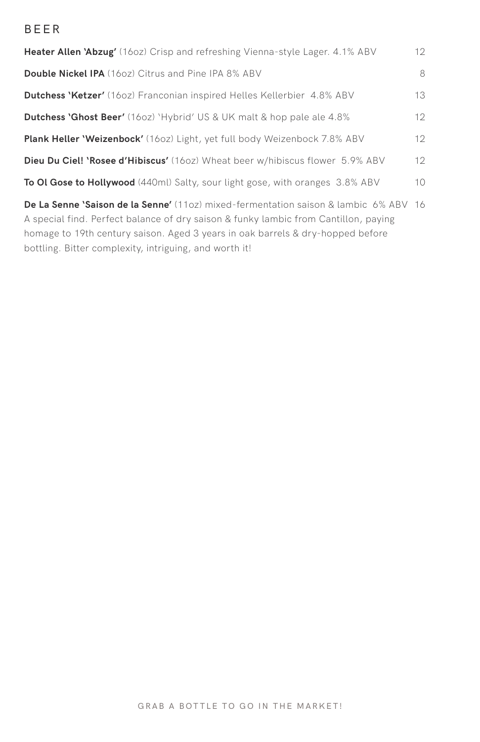## BEER

**Heater Allen 'Abzug'** (16oz) Crisp and refreshing Vienna-style Lager. 4.1% ABV 12

**Double Nickel IPA** (16oz) Citrus and Pine IPA 8% ABV 8

**Dutchess 'Ketzer'** (16oz) Franconian inspired Helles Kellerbier 4.8% ABV 13

**Dutchess 'Ghost Beer'** (16oz) 'Hybrid' US & UK malt & hop pale ale 4.8% 12

**Plank Heller 'Weizenbock'** (16oz) Light, yet full body Weizenbock 7.8% ABV 12

**Dieu Du Ciel! 'Rosee d'Hibiscus'** (16oz) Wheat beer w/hibiscus flower 5.9% ABV 12

**To Ol Gose to Hollywood** (440ml) Salty, sour light gose, with oranges 3.8% ABV 10

**De La Senne 'Saison de la Senne'** (11oz) mixed-fermentation saison & lambic 6% ABV 16
A special find. Perfect balance of dry saison & funky lambic from Cantillon, paying homage to 19th century saison. Aged 3 years in oak barrels & dry-hopped before bottling. Bitter complexity, intriguing, and worth it!

GRAB A BOTTLE TO GO IN THE MARKET!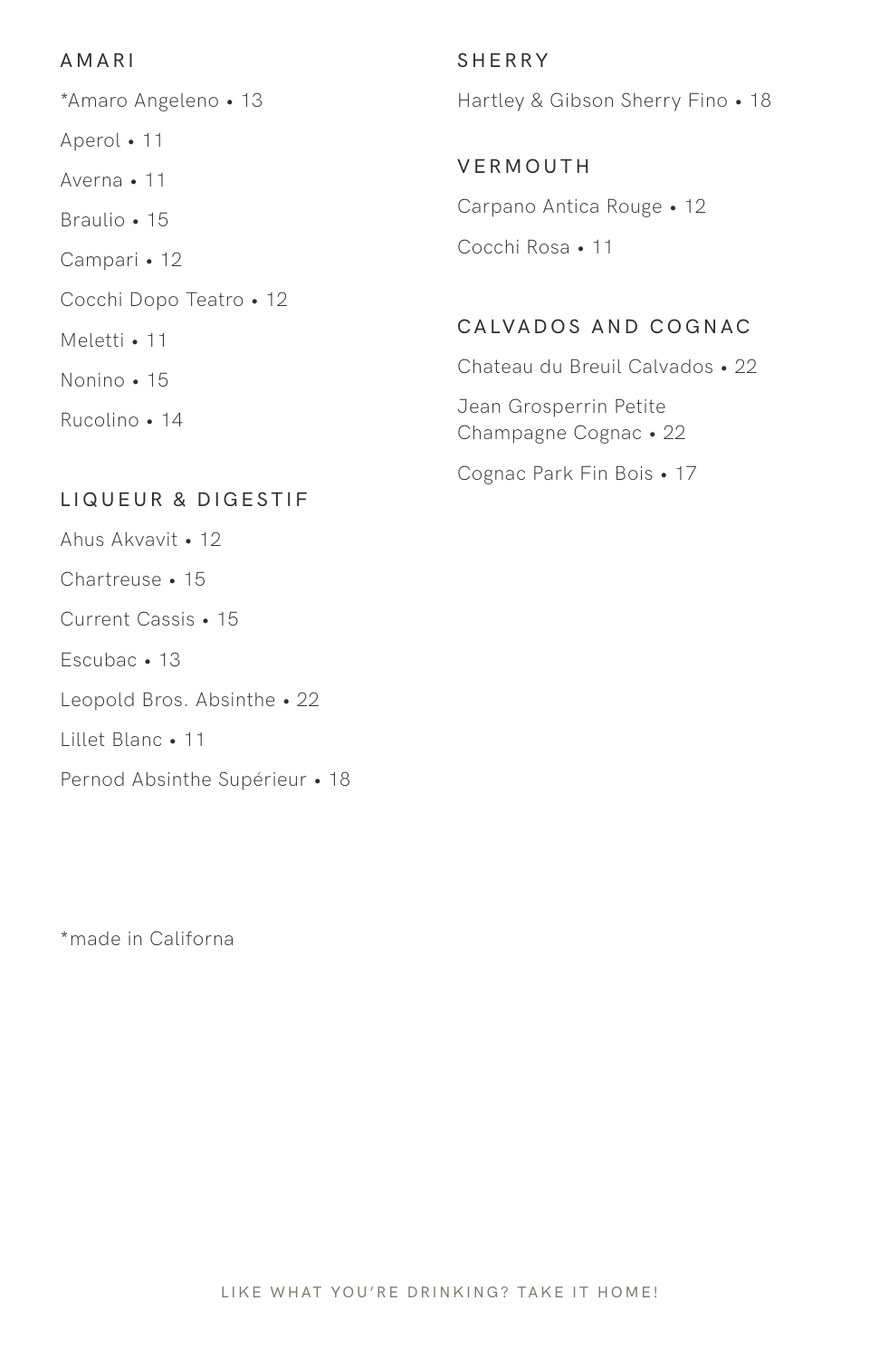## AMARI

*Amaro Angeleno • 13

Aperol • 11

Averna • 11

Braulio • 15

Campari • 12

Cocchi Dopo Teatro • 12

Meletti • 11

Nonino • 15

Rucolino • 14

## LIQUEUR & DIGESTIF

Ahus Akvavit • 12

Chartreuse • 15

Current Cassis • 15

Escubac • 13

Leopold Bros. Absinthe • 22

Lillet Blanc • 11

Pernod Absinthe Supérieur • 18

*made in Californa

## SHERRY

Hartley & Gibson Sherry Fino • 18

## VERMOUTH

Carpano Antica Rouge • 12

Cocchi Rosa • 11

## CALVADOS AND COGNAC

Chateau du Breuil Calvados • 22

Jean Grosperrin Petite Champagne Cognac • 22

Cognac Park Fin Bois • 17

LIKE WHAT YOU'RE DRINKING? TAKE IT HOME!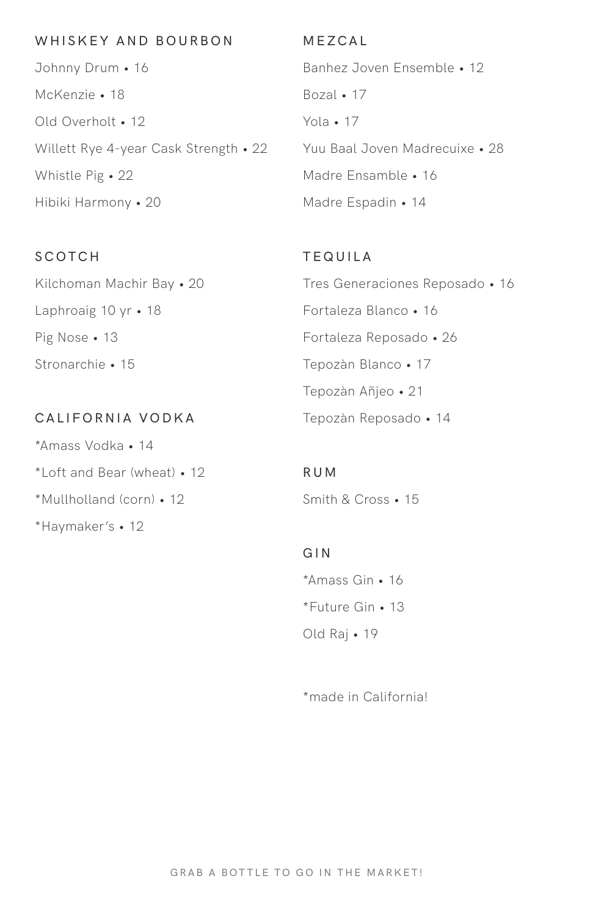## WHISKEY AND BOURBON

Johnny Drum • 16

McKenzie • 18

Old Overholt • 12

Willett Rye 4-year Cask Strength • 22

Whistle Pig • 22

Hibiki Harmony • 20

## SCOTCH

Kilchoman Machir Bay • 20

Laphroaig 10 yr • 18

Pig Nose • 13

Stronarchie • 15

## CALIFORNIA VODKA

*Amass Vodka • 14

*Loft and Bear (wheat) • 12

*Mullholland (corn) • 12

*Haymaker's • 12

## MEZCAL

Banhez Joven Ensemble • 12

Bozal • 17

Yola • 17

Yuu Baal Joven Madrecuixe • 28

Madre Ensamble • 16

Madre Espadin • 14

## TEQUILA

Tres Generaciones Reposado • 16

Fortaleza Blanco • 16

Fortaleza Reposado • 26

Tepozàn Blanco • 17

Tepozàn Añjeo • 21

Tepozàn Reposado • 14

## RUM

Smith & Cross • 15

## GIN

*Amass Gin • 16

*Future Gin • 13

Old Raj • 19

*made in California!

GRAB A BOTTLE TO GO IN THE MARKET!